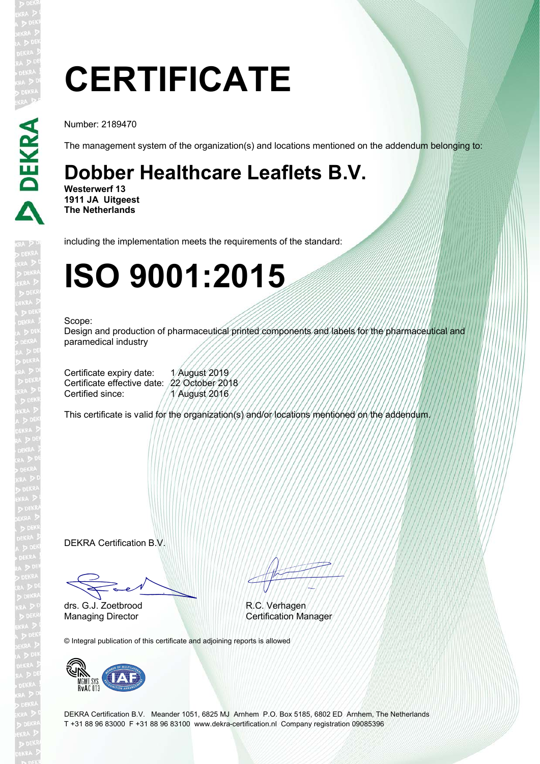# CERTIFICATE

Number: 2189470

The management system of the organization(s) and locations mentioned on the addendum belonging to:

## Dobber Healthcare Leaflets B.V.

**Westerwerf 13**
**1911 JA Uitgeest**
**The Netherlands**

including the implementation meets the requirements of the standard:

# ISO 9001:2015

Scope:
Design and production of pharmaceutical printed components and labels for the pharmaceutical and paramedical industry

| | |
|---|---|
| Certificate expiry date: | 1 August 2019 |
| Certificate effective date: | 22 October 2018 |
| Certified since: | 1 August 2016 |

This certificate is valid for the organization(s) and/or locations mentioned on the addendum.

DEKRA Certification B.V.

drs. G.J. Zoetbrood
Managing Director

R.C. Verhagen
Certification Manager

© Integral publication of this certificate and adjoining reports is allowed

MGMT SYS
RvA C 013

DEKRA Certification B.V. Meander 1051, 6825 MJ Arnhem P.O. Box 5185, 6802 ED Arnhem, The Netherlands
T +31 88 96 83000 F +31 88 96 83100 www.dekra-certification.nl Company registration 09085396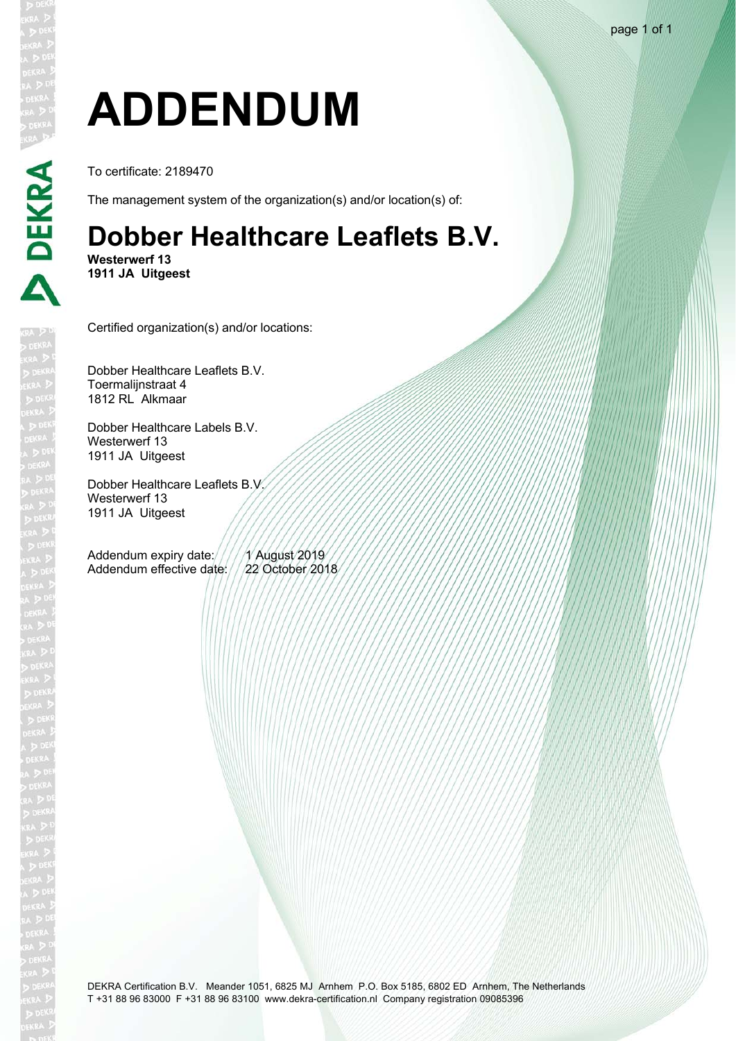# ADDENDUM

To certificate: 2189470

The management system of the organization(s) and/or location(s) of:

## Dobber Healthcare Leaflets B.V.

**Westerwerf 13**
**1911 JA Uitgeest**

Certified organization(s) and/or locations:

Dobber Healthcare Leaflets B.V.
Toermalijnstraat 4
1812 RL Alkmaar

Dobber Healthcare Labels B.V.
Westerwerf 13
1911 JA Uitgeest

Dobber Healthcare Leaflets B.V.
Westerwerf 13
1911 JA Uitgeest

Addendum expiry date: 1 August 2019
Addendum effective date: 22 October 2018

DEKRA Certification B.V. Meander 1051, 6825 MJ Arnhem P.O. Box 5185, 6802 ED Arnhem, The Netherlands
T +31 88 96 83000 F +31 88 96 83100 www.dekra-certification.nl Company registration 09085396